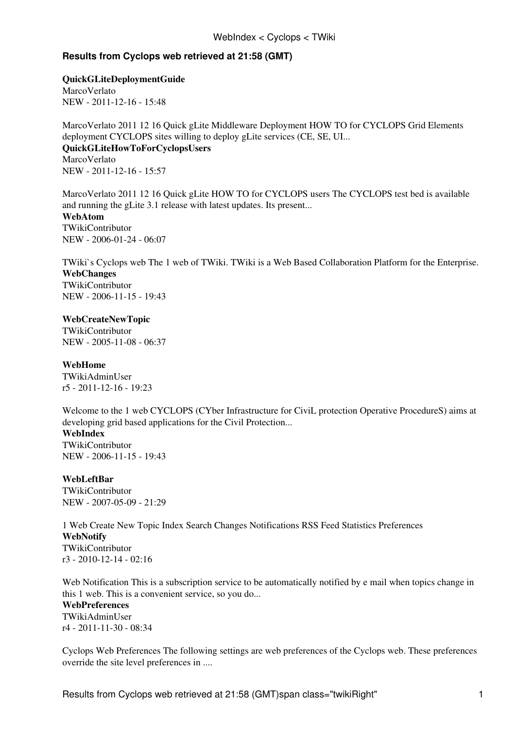**Results from Cyclops web retrieved at 21:58 (GMT)**

**QuickGLiteDeploymentGuide**
MarcoVerlato
NEW - 2011-12-16 - 15:48

MarcoVerlato 2011 12 16 Quick gLite Middleware Deployment HOW TO for CYCLOPS Grid Elements deployment CYCLOPS sites willing to deploy gLite services (CE, SE, UI...

**QuickGLiteHowToForCyclopsUsers**
MarcoVerlato
NEW - 2011-12-16 - 15:57

MarcoVerlato 2011 12 16 Quick gLite HOW TO for CYCLOPS users The CYCLOPS test bed is available and running the gLite 3.1 release with latest updates. Its present...

**WebAtom**
TWikiContributor
NEW - 2006-01-24 - 06:07

TWiki`s Cyclops web The 1 web of TWiki. TWiki is a Web Based Collaboration Platform for the Enterprise.

**WebChanges**
TWikiContributor
NEW - 2006-11-15 - 19:43

**WebCreateNewTopic**
TWikiContributor
NEW - 2005-11-08 - 06:37

**WebHome**
TWikiAdminUser
r5 - 2011-12-16 - 19:23

Welcome to the 1 web CYCLOPS (CYber Infrastructure for CiviL protection Operative ProcedureS) aims at developing grid based applications for the Civil Protection...

**WebIndex**
TWikiContributor
NEW - 2006-11-15 - 19:43

**WebLeftBar**
TWikiContributor
NEW - 2007-05-09 - 21:29

1 Web Create New Topic Index Search Changes Notifications RSS Feed Statistics Preferences

**WebNotify**
TWikiContributor
r3 - 2010-12-14 - 02:16

Web Notification This is a subscription service to be automatically notified by e mail when topics change in this 1 web. This is a convenient service, so you do...

**WebPreferences**
TWikiAdminUser
r4 - 2011-11-30 - 08:34

Cyclops Web Preferences The following settings are web preferences of the Cyclops web. These preferences override the site level preferences in ....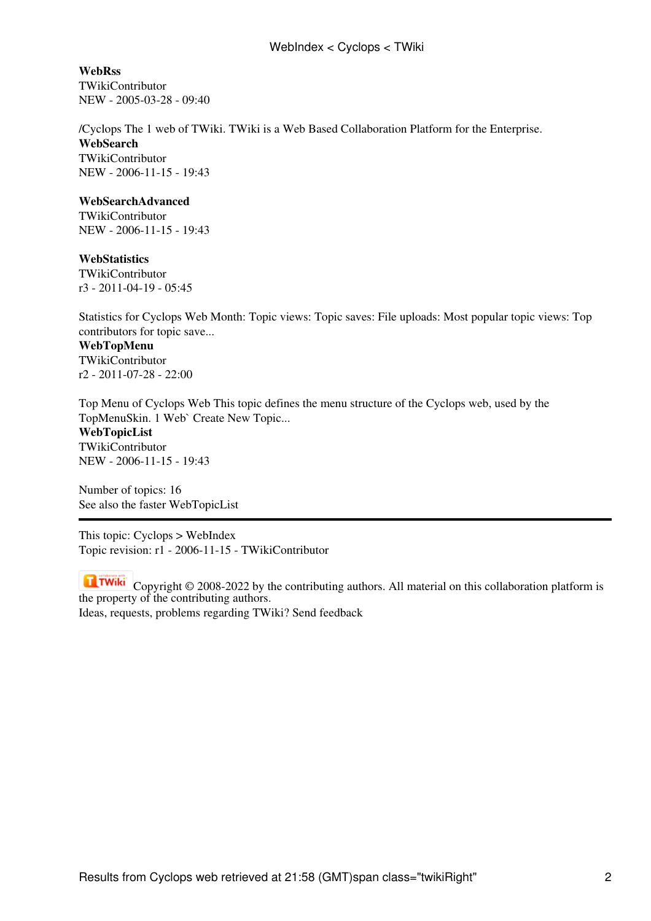**WebRss**
TWikiContributor
NEW - 2005-03-28 - 09:40

/Cyclops The 1 web of TWiki. TWiki is a Web Based Collaboration Platform for the Enterprise.
**WebSearch**
TWikiContributor
NEW - 2006-11-15 - 19:43

**WebSearchAdvanced**
TWikiContributor
NEW - 2006-11-15 - 19:43

**WebStatistics**
TWikiContributor
r3 - 2011-04-19 - 05:45

Statistics for Cyclops Web Month: Topic views: Topic saves: File uploads: Most popular topic views: Top contributors for topic save...
**WebTopMenu**
TWikiContributor
r2 - 2011-07-28 - 22:00

Top Menu of Cyclops Web This topic defines the menu structure of the Cyclops web, used by the TopMenuSkin. 1 Web` Create New Topic...
**WebTopicList**
TWikiContributor
NEW - 2006-11-15 - 19:43

Number of topics: 16
See also the faster WebTopicList

---

This topic: Cyclops > WebIndex
Topic revision: r1 - 2006-11-15 - TWikiContributor

Copyright © 2008-2022 by the contributing authors. All material on this collaboration platform is the property of the contributing authors.
Ideas, requests, problems regarding TWiki? Send feedback